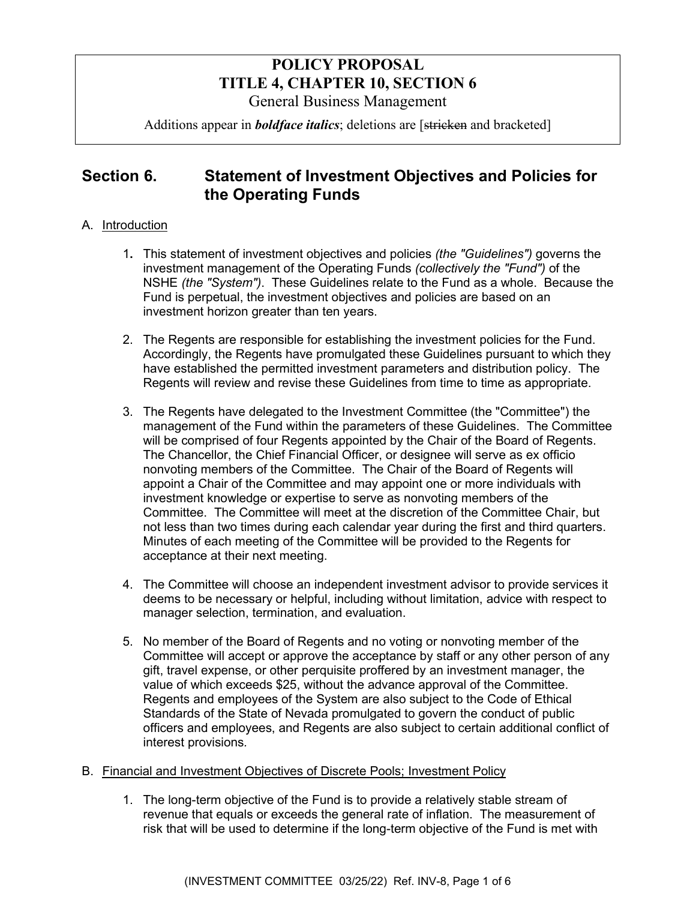**POLICY PROPOSAL**
**TITLE 4, CHAPTER 10, SECTION 6**
General Business Management

Additions appear in ***boldface italics***; deletions are [~~stricken~~ and bracketed]

## Section 6. Statement of Investment Objectives and Policies for the Operating Funds

A. Introduction

1. This statement of investment objectives and policies *(the "Guidelines")* governs the investment management of the Operating Funds *(collectively the "Fund")* of the NSHE *(the "System")*. These Guidelines relate to the Fund as a whole. Because the Fund is perpetual, the investment objectives and policies are based on an investment horizon greater than ten years.

2. The Regents are responsible for establishing the investment policies for the Fund. Accordingly, the Regents have promulgated these Guidelines pursuant to which they have established the permitted investment parameters and distribution policy. The Regents will review and revise these Guidelines from time to time as appropriate.

3. The Regents have delegated to the Investment Committee (the "Committee") the management of the Fund within the parameters of these Guidelines. The Committee will be comprised of four Regents appointed by the Chair of the Board of Regents. The Chancellor, the Chief Financial Officer, or designee will serve as ex officio nonvoting members of the Committee. The Chair of the Board of Regents will appoint a Chair of the Committee and may appoint one or more individuals with investment knowledge or expertise to serve as nonvoting members of the Committee. The Committee will meet at the discretion of the Committee Chair, but not less than two times during each calendar year during the first and third quarters. Minutes of each meeting of the Committee will be provided to the Regents for acceptance at their next meeting.

4. The Committee will choose an independent investment advisor to provide services it deems to be necessary or helpful, including without limitation, advice with respect to manager selection, termination, and evaluation.

5. No member of the Board of Regents and no voting or nonvoting member of the Committee will accept or approve the acceptance by staff or any other person of any gift, travel expense, or other perquisite proffered by an investment manager, the value of which exceeds $25, without the advance approval of the Committee. Regents and employees of the System are also subject to the Code of Ethical Standards of the State of Nevada promulgated to govern the conduct of public officers and employees, and Regents are also subject to certain additional conflict of interest provisions.

B. Financial and Investment Objectives of Discrete Pools; Investment Policy

1. The long-term objective of the Fund is to provide a relatively stable stream of revenue that equals or exceeds the general rate of inflation. The measurement of risk that will be used to determine if the long-term objective of the Fund is met with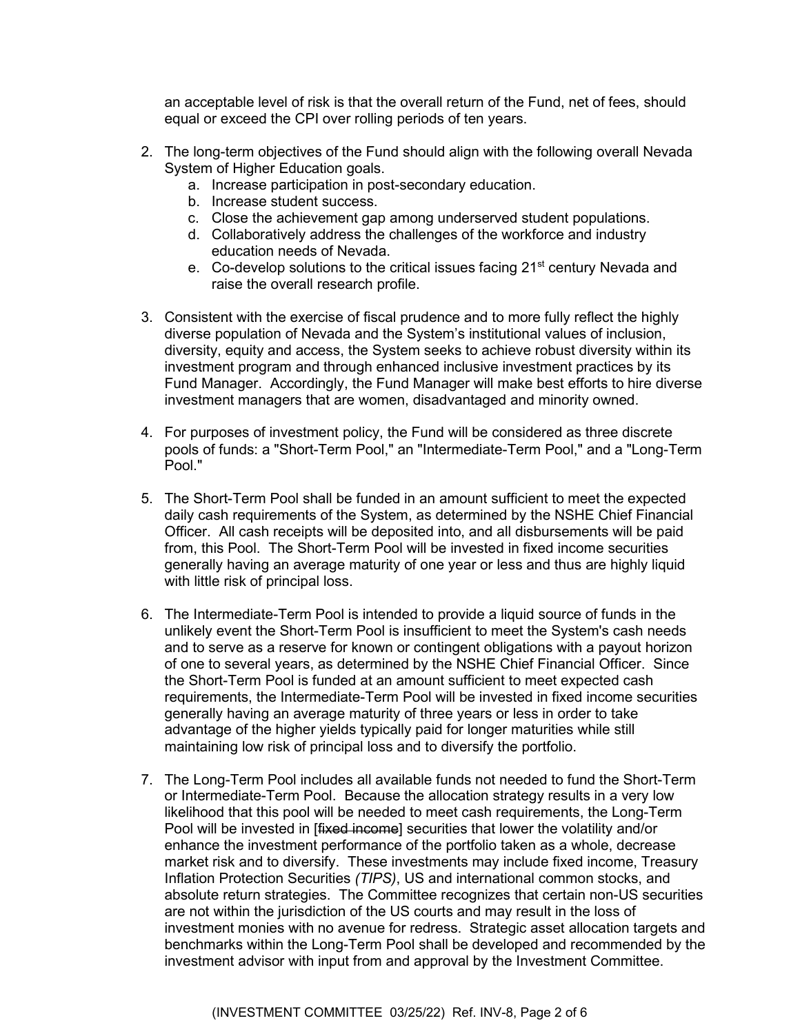an acceptable level of risk is that the overall return of the Fund, net of fees, should equal or exceed the CPI over rolling periods of ten years.

2. The long-term objectives of the Fund should align with the following overall Nevada System of Higher Education goals.
   a. Increase participation in post-secondary education.
   b. Increase student success.
   c. Close the achievement gap among underserved student populations.
   d. Collaboratively address the challenges of the workforce and industry education needs of Nevada.
   e. Co-develop solutions to the critical issues facing 21st century Nevada and raise the overall research profile.

3. Consistent with the exercise of fiscal prudence and to more fully reflect the highly diverse population of Nevada and the System's institutional values of inclusion, diversity, equity and access, the System seeks to achieve robust diversity within its investment program and through enhanced inclusive investment practices by its Fund Manager. Accordingly, the Fund Manager will make best efforts to hire diverse investment managers that are women, disadvantaged and minority owned.

4. For purposes of investment policy, the Fund will be considered as three discrete pools of funds: a "Short-Term Pool," an "Intermediate-Term Pool," and a "Long-Term Pool."

5. The Short-Term Pool shall be funded in an amount sufficient to meet the expected daily cash requirements of the System, as determined by the NSHE Chief Financial Officer. All cash receipts will be deposited into, and all disbursements will be paid from, this Pool. The Short-Term Pool will be invested in fixed income securities generally having an average maturity of one year or less and thus are highly liquid with little risk of principal loss.

6. The Intermediate-Term Pool is intended to provide a liquid source of funds in the unlikely event the Short-Term Pool is insufficient to meet the System's cash needs and to serve as a reserve for known or contingent obligations with a payout horizon of one to several years, as determined by the NSHE Chief Financial Officer. Since the Short-Term Pool is funded at an amount sufficient to meet expected cash requirements, the Intermediate-Term Pool will be invested in fixed income securities generally having an average maturity of three years or less in order to take advantage of the higher yields typically paid for longer maturities while still maintaining low risk of principal loss and to diversify the portfolio.

7. The Long-Term Pool includes all available funds not needed to fund the Short-Term or Intermediate-Term Pool. Because the allocation strategy results in a very low likelihood that this pool will be needed to meet cash requirements, the Long-Term Pool will be invested in [~~fixed income~~] securities that lower the volatility and/or enhance the investment performance of the portfolio taken as a whole, decrease market risk and to diversify. These investments may include fixed income, Treasury Inflation Protection Securities *(TIPS)*, US and international common stocks, and absolute return strategies. The Committee recognizes that certain non-US securities are not within the jurisdiction of the US courts and may result in the loss of investment monies with no avenue for redress. Strategic asset allocation targets and benchmarks within the Long-Term Pool shall be developed and recommended by the investment advisor with input from and approval by the Investment Committee.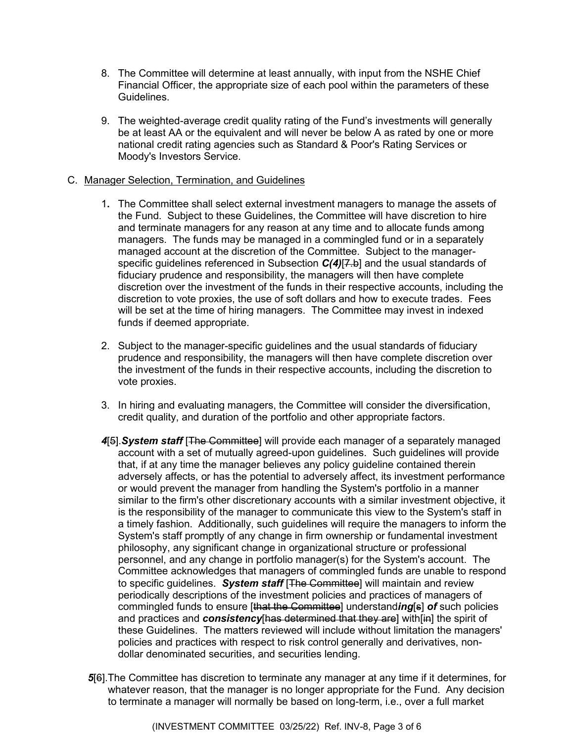8. The Committee will determine at least annually, with input from the NSHE Chief Financial Officer, the appropriate size of each pool within the parameters of these Guidelines.

9. The weighted-average credit quality rating of the Fund's investments will generally be at least AA or the equivalent and will never be below A as rated by one or more national credit rating agencies such as Standard & Poor's Rating Services or Moody's Investors Service.

C. <u>Manager Selection, Termination, and Guidelines</u>

1. The Committee shall select external investment managers to manage the assets of the Fund. Subject to these Guidelines, the Committee will have discretion to hire and terminate managers for any reason at any time and to allocate funds among managers. The funds may be managed in a commingled fund or in a separately managed account at the discretion of the Committee. Subject to the manager-specific guidelines referenced in Subsection ***C(4)***[~~7.b~~] and the usual standards of fiduciary prudence and responsibility, the managers will then have complete discretion over the investment of the funds in their respective accounts, including the discretion to vote proxies, the use of soft dollars and how to execute trades. Fees will be set at the time of hiring managers. The Committee may invest in indexed funds if deemed appropriate.

2. Subject to the manager-specific guidelines and the usual standards of fiduciary prudence and responsibility, the managers will then have complete discretion over the investment of the funds in their respective accounts, including the discretion to vote proxies.

3. In hiring and evaluating managers, the Committee will consider the diversification, credit quality, and duration of the portfolio and other appropriate factors.

***4***[~~5~~]. ***System staff*** [~~The Committee~~] will provide each manager of a separately managed account with a set of mutually agreed-upon guidelines. Such guidelines will provide that, if at any time the manager believes any policy guideline contained therein adversely affects, or has the potential to adversely affect, its investment performance or would prevent the manager from handling the System's portfolio in a manner similar to the firm's other discretionary accounts with a similar investment objective, it is the responsibility of the manager to communicate this view to the System's staff in a timely fashion. Additionally, such guidelines will require the managers to inform the System's staff promptly of any change in firm ownership or fundamental investment philosophy, any significant change in organizational structure or professional personnel, and any change in portfolio manager(s) for the System's account. The Committee acknowledges that managers of commingled funds are unable to respond to specific guidelines. ***System staff*** [~~The Committee~~] will maintain and review periodically descriptions of the investment policies and practices of managers of commingled funds to ensure [~~that the Committee~~] understand***ing***[~~s~~] ***of*** such policies and practices and ***consistency***[~~has determined that they are~~] with[~~in~~] the spirit of these Guidelines. The matters reviewed will include without limitation the managers' policies and practices with respect to risk control generally and derivatives, non-dollar denominated securities, and securities lending.

***5***[~~6~~]. The Committee has discretion to terminate any manager at any time if it determines, for whatever reason, that the manager is no longer appropriate for the Fund. Any decision to terminate a manager will normally be based on long-term, i.e., over a full market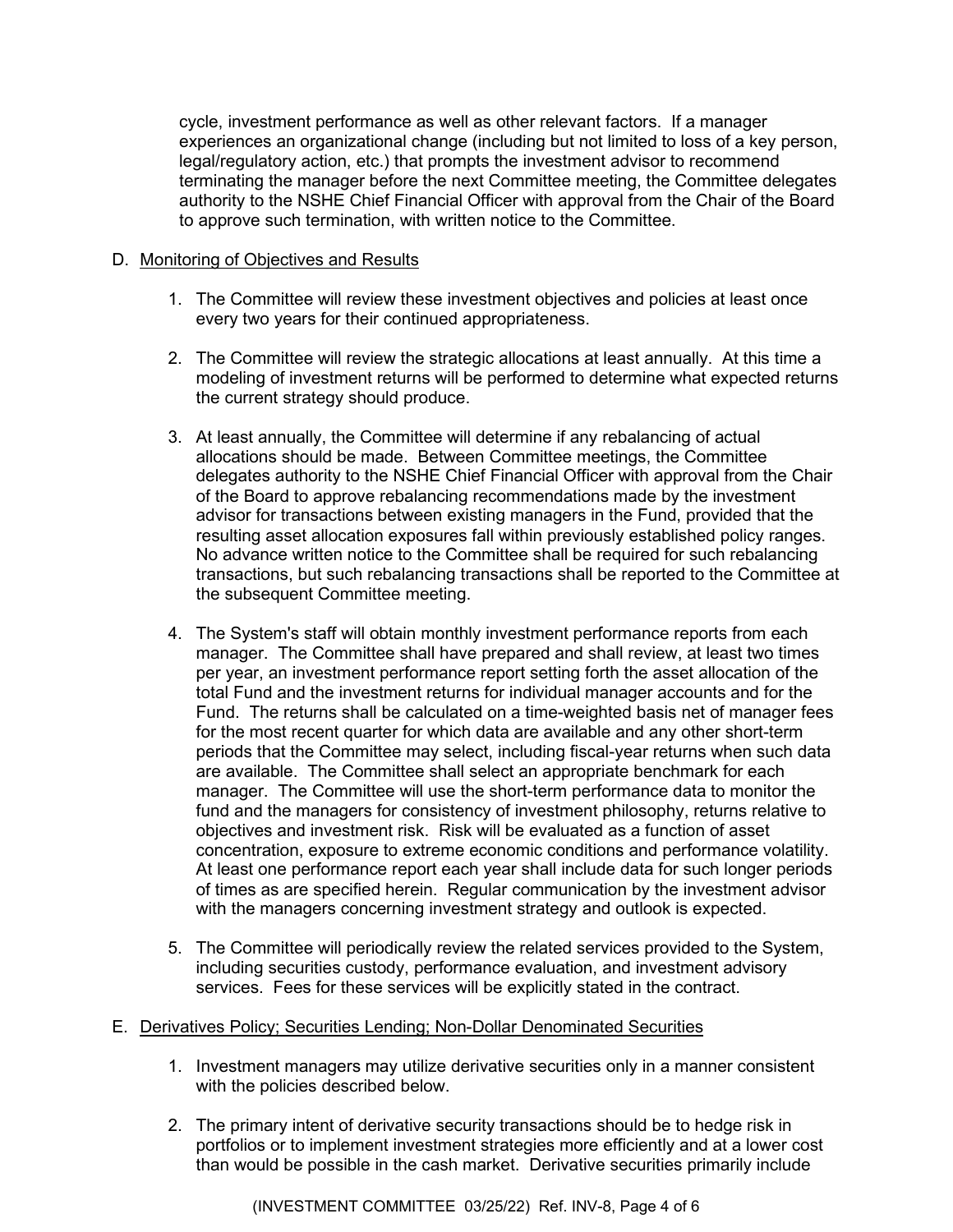cycle, investment performance as well as other relevant factors. If a manager experiences an organizational change (including but not limited to loss of a key person, legal/regulatory action, etc.) that prompts the investment advisor to recommend terminating the manager before the next Committee meeting, the Committee delegates authority to the NSHE Chief Financial Officer with approval from the Chair of the Board to approve such termination, with written notice to the Committee.

D. <u>Monitoring of Objectives and Results</u>

1. The Committee will review these investment objectives and policies at least once every two years for their continued appropriateness.

2. The Committee will review the strategic allocations at least annually. At this time a modeling of investment returns will be performed to determine what expected returns the current strategy should produce.

3. At least annually, the Committee will determine if any rebalancing of actual allocations should be made. Between Committee meetings, the Committee delegates authority to the NSHE Chief Financial Officer with approval from the Chair of the Board to approve rebalancing recommendations made by the investment advisor for transactions between existing managers in the Fund, provided that the resulting asset allocation exposures fall within previously established policy ranges. No advance written notice to the Committee shall be required for such rebalancing transactions, but such rebalancing transactions shall be reported to the Committee at the subsequent Committee meeting.

4. The System's staff will obtain monthly investment performance reports from each manager. The Committee shall have prepared and shall review, at least two times per year, an investment performance report setting forth the asset allocation of the total Fund and the investment returns for individual manager accounts and for the Fund. The returns shall be calculated on a time-weighted basis net of manager fees for the most recent quarter for which data are available and any other short-term periods that the Committee may select, including fiscal-year returns when such data are available. The Committee shall select an appropriate benchmark for each manager. The Committee will use the short-term performance data to monitor the fund and the managers for consistency of investment philosophy, returns relative to objectives and investment risk. Risk will be evaluated as a function of asset concentration, exposure to extreme economic conditions and performance volatility. At least one performance report each year shall include data for such longer periods of times as are specified herein. Regular communication by the investment advisor with the managers concerning investment strategy and outlook is expected.

5. The Committee will periodically review the related services provided to the System, including securities custody, performance evaluation, and investment advisory services. Fees for these services will be explicitly stated in the contract.

E. <u>Derivatives Policy; Securities Lending; Non-Dollar Denominated Securities</u>

1. Investment managers may utilize derivative securities only in a manner consistent with the policies described below.

2. The primary intent of derivative security transactions should be to hedge risk in portfolios or to implement investment strategies more efficiently and at a lower cost than would be possible in the cash market. Derivative securities primarily include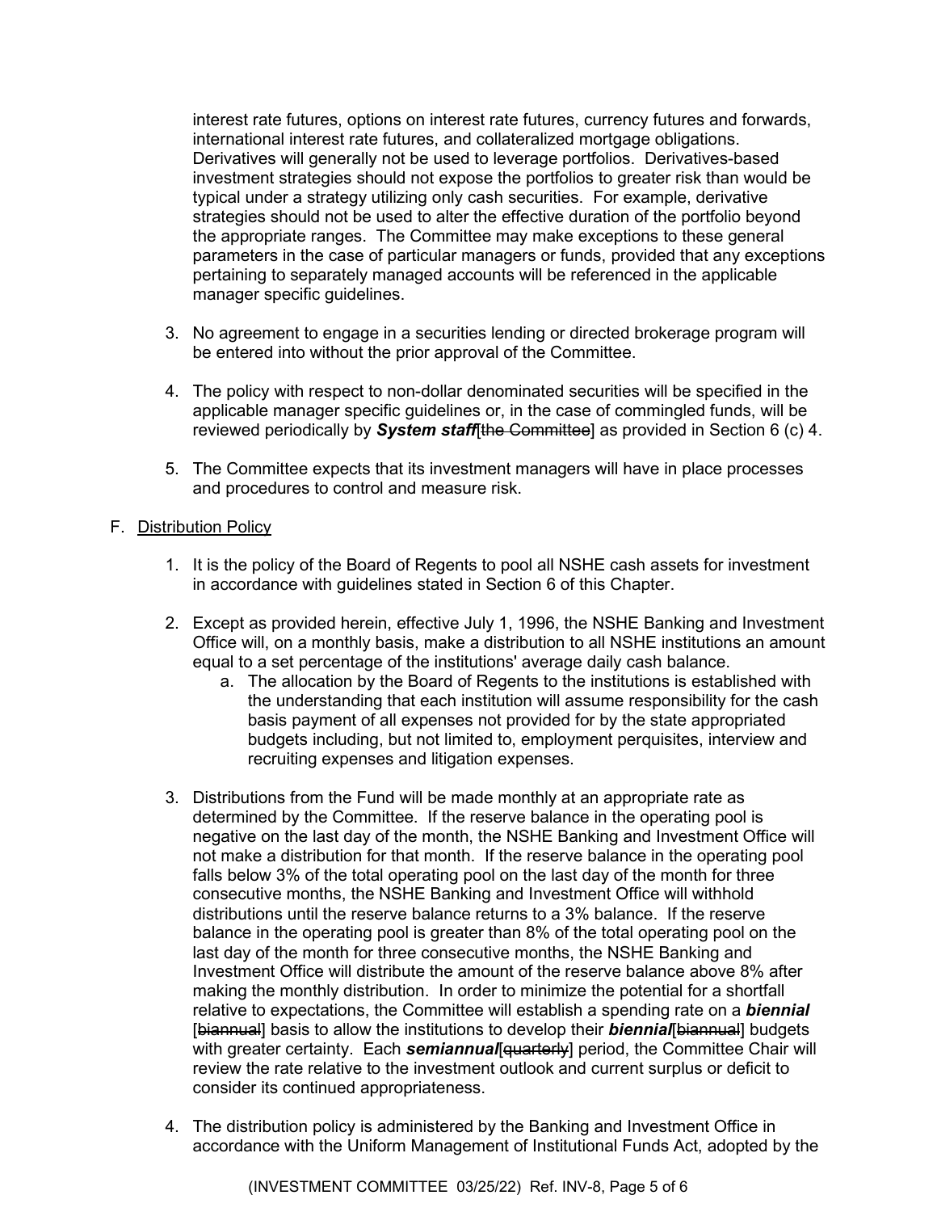interest rate futures, options on interest rate futures, currency futures and forwards, international interest rate futures, and collateralized mortgage obligations. Derivatives will generally not be used to leverage portfolios. Derivatives-based investment strategies should not expose the portfolios to greater risk than would be typical under a strategy utilizing only cash securities. For example, derivative strategies should not be used to alter the effective duration of the portfolio beyond the appropriate ranges. The Committee may make exceptions to these general parameters in the case of particular managers or funds, provided that any exceptions pertaining to separately managed accounts will be referenced in the applicable manager specific guidelines.

3. No agreement to engage in a securities lending or directed brokerage program will be entered into without the prior approval of the Committee.

4. The policy with respect to non-dollar denominated securities will be specified in the applicable manager specific guidelines or, in the case of commingled funds, will be reviewed periodically by ***System staff***[~~the Committee~~] as provided in Section 6 (c) 4.

5. The Committee expects that its investment managers will have in place processes and procedures to control and measure risk.

F. <u>Distribution Policy</u>

1. It is the policy of the Board of Regents to pool all NSHE cash assets for investment in accordance with guidelines stated in Section 6 of this Chapter.

2. Except as provided herein, effective July 1, 1996, the NSHE Banking and Investment Office will, on a monthly basis, make a distribution to all NSHE institutions an amount equal to a set percentage of the institutions' average daily cash balance.
   a. The allocation by the Board of Regents to the institutions is established with the understanding that each institution will assume responsibility for the cash basis payment of all expenses not provided for by the state appropriated budgets including, but not limited to, employment perquisites, interview and recruiting expenses and litigation expenses.

3. Distributions from the Fund will be made monthly at an appropriate rate as determined by the Committee. If the reserve balance in the operating pool is negative on the last day of the month, the NSHE Banking and Investment Office will not make a distribution for that month. If the reserve balance in the operating pool falls below 3% of the total operating pool on the last day of the month for three consecutive months, the NSHE Banking and Investment Office will withhold distributions until the reserve balance returns to a 3% balance. If the reserve balance in the operating pool is greater than 8% of the total operating pool on the last day of the month for three consecutive months, the NSHE Banking and Investment Office will distribute the amount of the reserve balance above 8% after making the monthly distribution. In order to minimize the potential for a shortfall relative to expectations, the Committee will establish a spending rate on a ***biennial*** [~~biannual~~] basis to allow the institutions to develop their ***biennial***[~~biannual~~] budgets with greater certainty. Each ***semiannual***[~~quarterly~~] period, the Committee Chair will review the rate relative to the investment outlook and current surplus or deficit to consider its continued appropriateness.

4. The distribution policy is administered by the Banking and Investment Office in accordance with the Uniform Management of Institutional Funds Act, adopted by the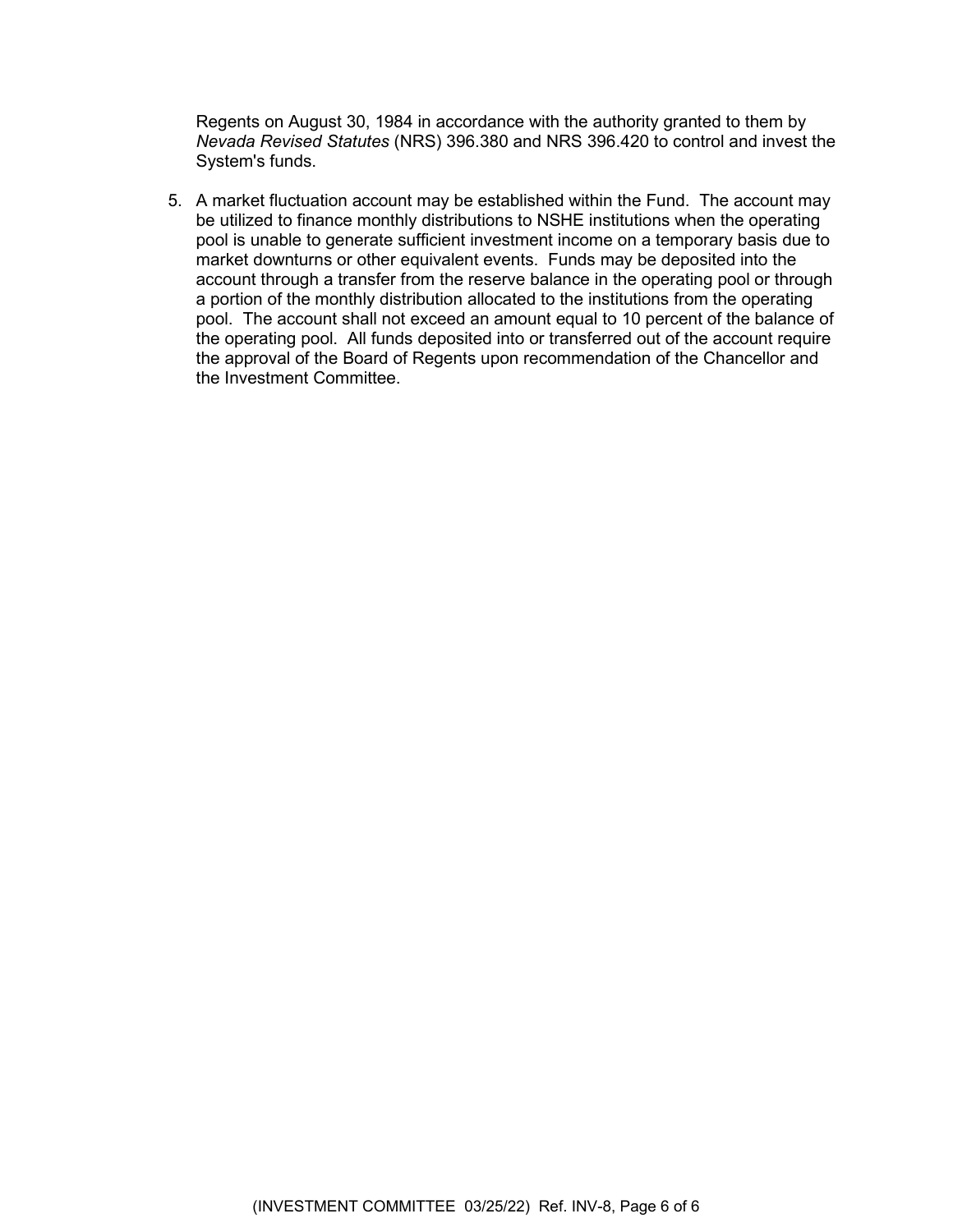Regents on August 30, 1984 in accordance with the authority granted to them by *Nevada Revised Statutes* (NRS) 396.380 and NRS 396.420 to control and invest the System's funds.

5. A market fluctuation account may be established within the Fund. The account may be utilized to finance monthly distributions to NSHE institutions when the operating pool is unable to generate sufficient investment income on a temporary basis due to market downturns or other equivalent events. Funds may be deposited into the account through a transfer from the reserve balance in the operating pool or through a portion of the monthly distribution allocated to the institutions from the operating pool. The account shall not exceed an amount equal to 10 percent of the balance of the operating pool. All funds deposited into or transferred out of the account require the approval of the Board of Regents upon recommendation of the Chancellor and the Investment Committee.